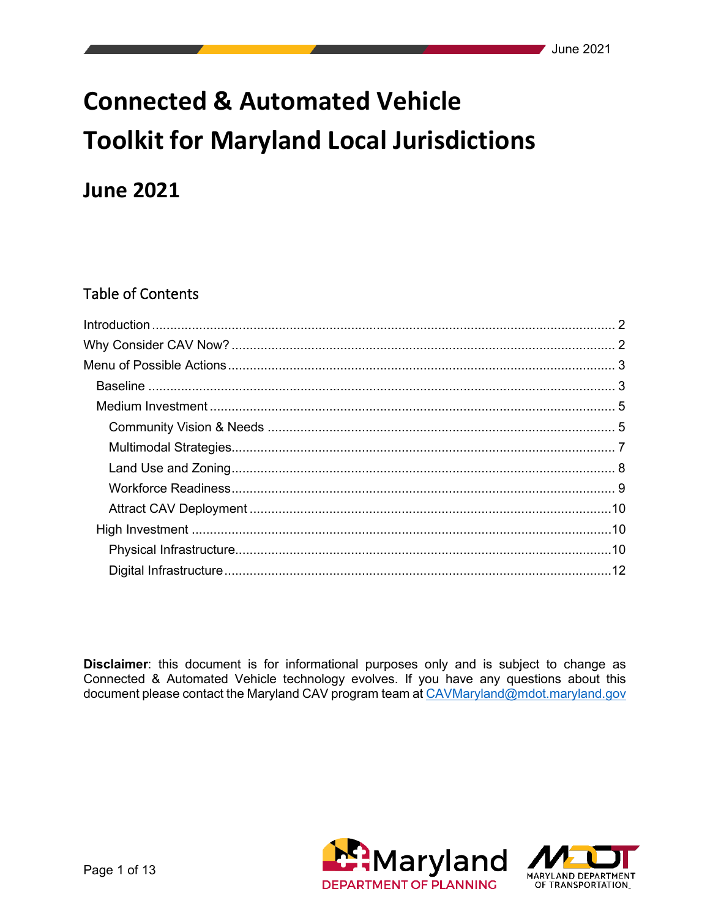# Connected & Automated Vehicle Toolkit for Maryland Local Jurisdictions

## June 2021

### Table of Contents

- Introduction ..... 2
- Why Consider CAV Now? ..... 2
- Menu of Possible Actions ..... 3
  - Baseline ..... 3
  - Medium Investment ..... 5
    - Community Vision & Needs ..... 5
    - Multimodal Strategies ..... 7
    - Land Use and Zoning ..... 8
    - Workforce Readiness ..... 9
    - Attract CAV Deployment ..... 10
  - High Investment ..... 10
    - Physical Infrastructure ..... 10
    - Digital Infrastructure ..... 12

**Disclaimer**: this document is for informational purposes only and is subject to change as Connected & Automated Vehicle technology evolves. If you have any questions about this document please contact the Maryland CAV program team at CAVMaryland@mdot.maryland.gov

Maryland Department of Planning

MDOT Maryland Department of Transportation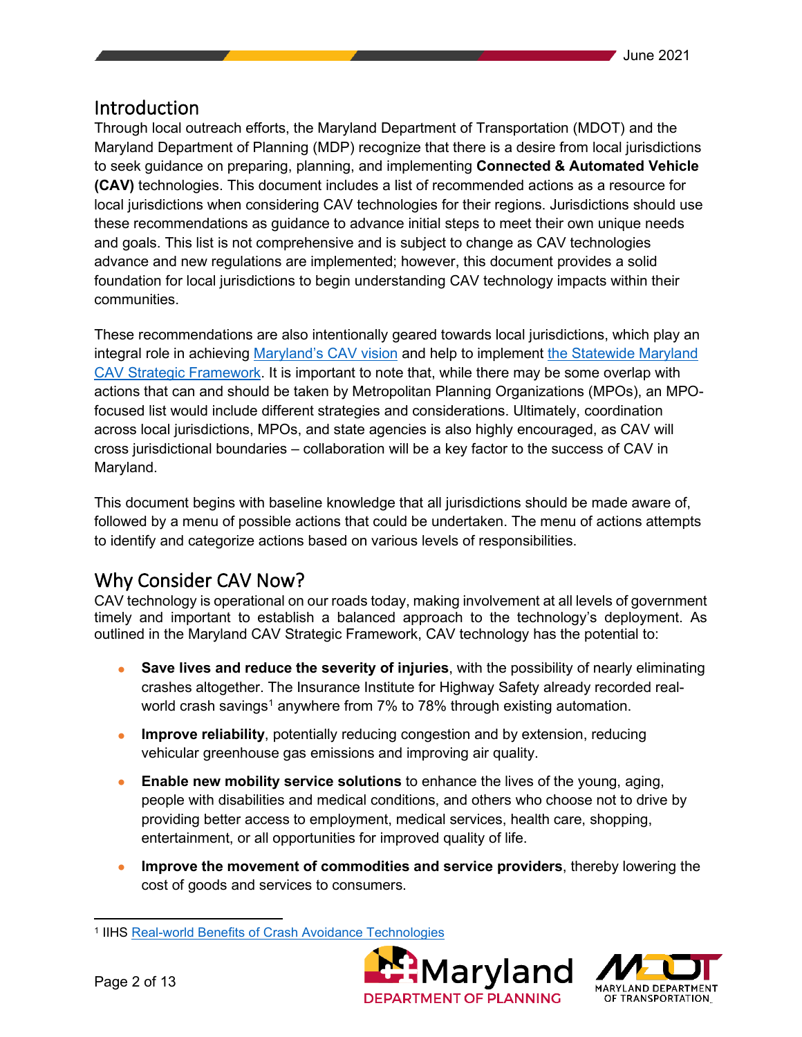## Introduction

Through local outreach efforts, the Maryland Department of Transportation (MDOT) and the Maryland Department of Planning (MDP) recognize that there is a desire from local jurisdictions to seek guidance on preparing, planning, and implementing **Connected & Automated Vehicle (CAV)** technologies. This document includes a list of recommended actions as a resource for local jurisdictions when considering CAV technologies for their regions. Jurisdictions should use these recommendations as guidance to advance initial steps to meet their own unique needs and goals. This list is not comprehensive and is subject to change as CAV technologies advance and new regulations are implemented; however, this document provides a solid foundation for local jurisdictions to begin understanding CAV technology impacts within their communities.

These recommendations are also intentionally geared towards local jurisdictions, which play an integral role in achieving Maryland's CAV vision and help to implement the Statewide Maryland CAV Strategic Framework. It is important to note that, while there may be some overlap with actions that can and should be taken by Metropolitan Planning Organizations (MPOs), an MPO-focused list would include different strategies and considerations. Ultimately, coordination across local jurisdictions, MPOs, and state agencies is also highly encouraged, as CAV will cross jurisdictional boundaries – collaboration will be a key factor to the success of CAV in Maryland.

This document begins with baseline knowledge that all jurisdictions should be made aware of, followed by a menu of possible actions that could be undertaken. The menu of actions attempts to identify and categorize actions based on various levels of responsibilities.

## Why Consider CAV Now?

CAV technology is operational on our roads today, making involvement at all levels of government timely and important to establish a balanced approach to the technology's deployment. As outlined in the Maryland CAV Strategic Framework, CAV technology has the potential to:

- **Save lives and reduce the severity of injuries**, with the possibility of nearly eliminating crashes altogether. The Insurance Institute for Highway Safety already recorded real-world crash savings[1] anywhere from 7% to 78% through existing automation.
- **Improve reliability**, potentially reducing congestion and by extension, reducing vehicular greenhouse gas emissions and improving air quality.
- **Enable new mobility service solutions** to enhance the lives of the young, aging, people with disabilities and medical conditions, and others who choose not to drive by providing better access to employment, medical services, health care, shopping, entertainment, or all opportunities for improved quality of life.
- **Improve the movement of commodities and service providers**, thereby lowering the cost of goods and services to consumers.

[1] IIHS Real-world Benefits of Crash Avoidance Technologies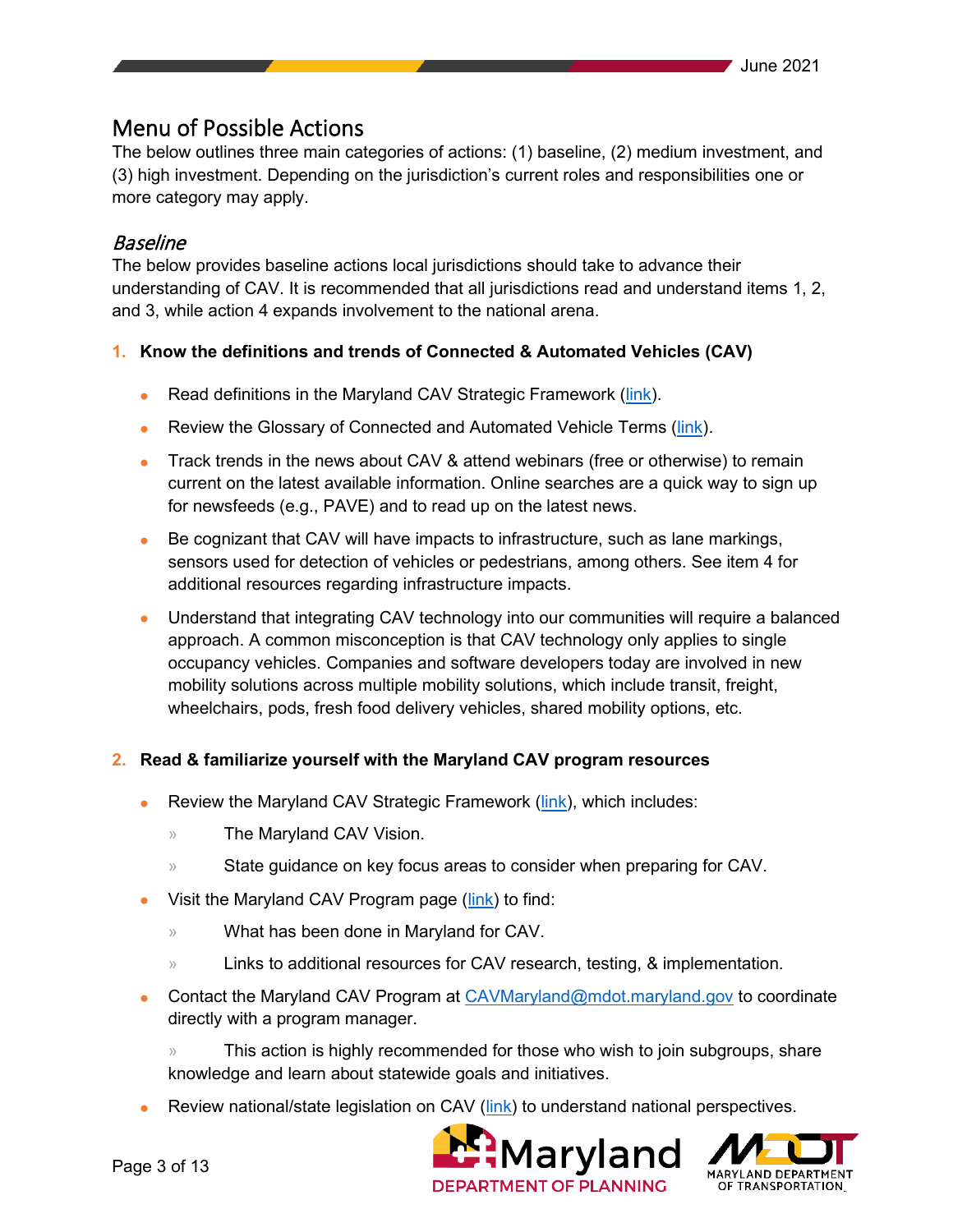## Menu of Possible Actions

The below outlines three main categories of actions: (1) baseline, (2) medium investment, and (3) high investment. Depending on the jurisdiction's current roles and responsibilities one or more category may apply.

### *Baseline*

The below provides baseline actions local jurisdictions should take to advance their understanding of CAV. It is recommended that all jurisdictions read and understand items 1, 2, and 3, while action 4 expands involvement to the national arena.

1. **Know the definitions and trends of Connected & Automated Vehicles (CAV)**

   - Read definitions in the Maryland CAV Strategic Framework (link).
   - Review the Glossary of Connected and Automated Vehicle Terms (link).
   - Track trends in the news about CAV & attend webinars (free or otherwise) to remain current on the latest available information. Online searches are a quick way to sign up for newsfeeds (e.g., PAVE) and to read up on the latest news.
   - Be cognizant that CAV will have impacts to infrastructure, such as lane markings, sensors used for detection of vehicles or pedestrians, among others. See item 4 for additional resources regarding infrastructure impacts.
   - Understand that integrating CAV technology into our communities will require a balanced approach. A common misconception is that CAV technology only applies to single occupancy vehicles. Companies and software developers today are involved in new mobility solutions across multiple mobility solutions, which include transit, freight, wheelchairs, pods, fresh food delivery vehicles, shared mobility options, etc.

2. **Read & familiarize yourself with the Maryland CAV program resources**

   - Review the Maryland CAV Strategic Framework (link), which includes:
     - The Maryland CAV Vision.
     - State guidance on key focus areas to consider when preparing for CAV.
   - Visit the Maryland CAV Program page (link) to find:
     - What has been done in Maryland for CAV.
     - Links to additional resources for CAV research, testing, & implementation.
   - Contact the Maryland CAV Program at CAVMaryland@mdot.maryland.gov to coordinate directly with a program manager.
     - This action is highly recommended for those who wish to join subgroups, share knowledge and learn about statewide goals and initiatives.
   - Review national/state legislation on CAV (link) to understand national perspectives.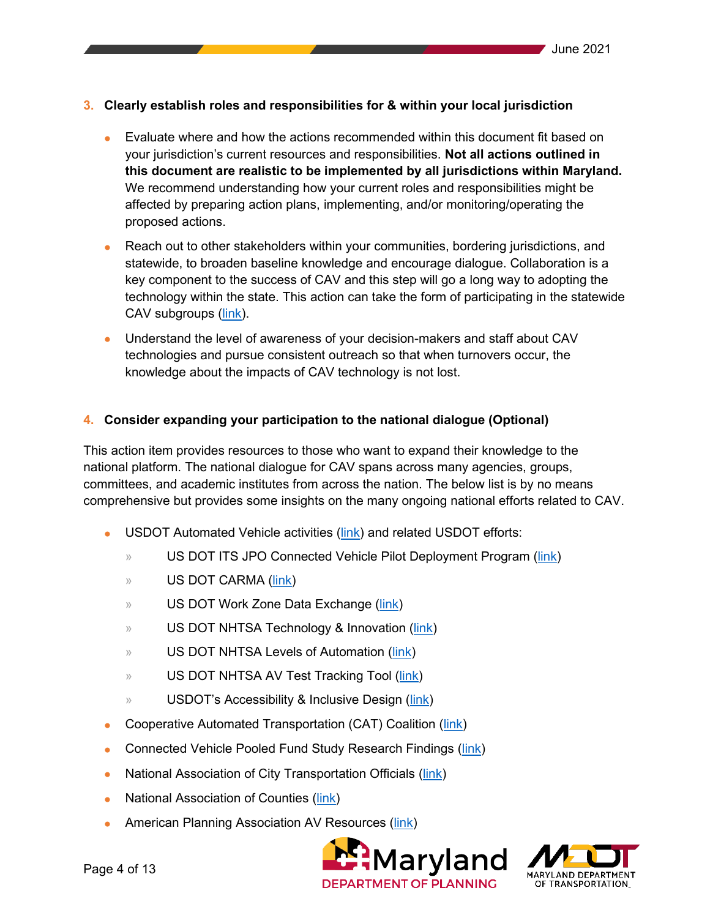### 3. Clearly establish roles and responsibilities for & within your local jurisdiction

- Evaluate where and how the actions recommended within this document fit based on your jurisdiction's current resources and responsibilities. **Not all actions outlined in this document are realistic to be implemented by all jurisdictions within Maryland.** We recommend understanding how your current roles and responsibilities might be affected by preparing action plans, implementing, and/or monitoring/operating the proposed actions.
- Reach out to other stakeholders within your communities, bordering jurisdictions, and statewide, to broaden baseline knowledge and encourage dialogue. Collaboration is a key component to the success of CAV and this step will go a long way to adopting the technology within the state. This action can take the form of participating in the statewide CAV subgroups (link).
- Understand the level of awareness of your decision-makers and staff about CAV technologies and pursue consistent outreach so that when turnovers occur, the knowledge about the impacts of CAV technology is not lost.

### 4. Consider expanding your participation to the national dialogue (Optional)

This action item provides resources to those who want to expand their knowledge to the national platform. The national dialogue for CAV spans across many agencies, groups, committees, and academic institutes from across the nation. The below list is by no means comprehensive but provides some insights on the many ongoing national efforts related to CAV.

- USDOT Automated Vehicle activities (link) and related USDOT efforts:
  - US DOT ITS JPO Connected Vehicle Pilot Deployment Program (link)
  - US DOT CARMA (link)
  - US DOT Work Zone Data Exchange (link)
  - US DOT NHTSA Technology & Innovation (link)
  - US DOT NHTSA Levels of Automation (link)
  - US DOT NHTSA AV Test Tracking Tool (link)
  - USDOT's Accessibility & Inclusive Design (link)
- Cooperative Automated Transportation (CAT) Coalition (link)
- Connected Vehicle Pooled Fund Study Research Findings (link)
- National Association of City Transportation Officials (link)
- National Association of Counties (link)
- American Planning Association AV Resources (link)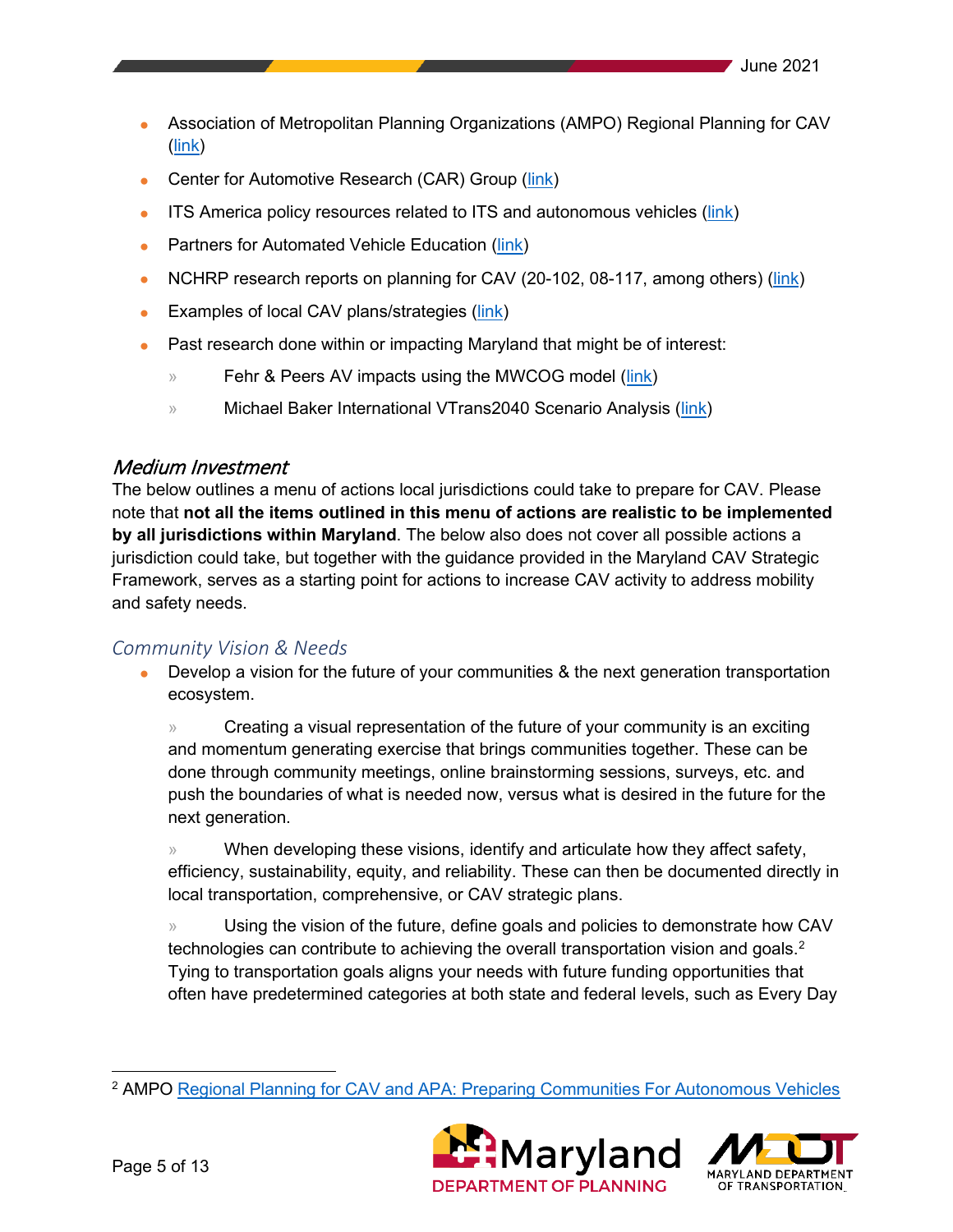- Association of Metropolitan Planning Organizations (AMPO) Regional Planning for CAV (link)
- Center for Automotive Research (CAR) Group (link)
- ITS America policy resources related to ITS and autonomous vehicles (link)
- Partners for Automated Vehicle Education (link)
- NCHRP research reports on planning for CAV (20-102, 08-117, among others) (link)
- Examples of local CAV plans/strategies (link)
- Past research done within or impacting Maryland that might be of interest:
  - Fehr & Peers AV impacts using the MWCOG model (link)
  - Michael Baker International VTrans2040 Scenario Analysis (link)

## *Medium Investment*

The below outlines a menu of actions local jurisdictions could take to prepare for CAV. Please note that **not all the items outlined in this menu of actions are realistic to be implemented by all jurisdictions within Maryland**. The below also does not cover all possible actions a jurisdiction could take, but together with the guidance provided in the Maryland CAV Strategic Framework, serves as a starting point for actions to increase CAV activity to address mobility and safety needs.

### *Community Vision & Needs*

- Develop a vision for the future of your communities & the next generation transportation ecosystem.
  - Creating a visual representation of the future of your community is an exciting and momentum generating exercise that brings communities together. These can be done through community meetings, online brainstorming sessions, surveys, etc. and push the boundaries of what is needed now, versus what is desired in the future for the next generation.
  - When developing these visions, identify and articulate how they affect safety, efficiency, sustainability, equity, and reliability. These can then be documented directly in local transportation, comprehensive, or CAV strategic plans.
  - Using the vision of the future, define goals and policies to demonstrate how CAV technologies can contribute to achieving the overall transportation vision and goals.[2] Tying to transportation goals aligns your needs with future funding opportunities that often have predetermined categories at both state and federal levels, such as Every Day

[2] AMPO Regional Planning for CAV and APA: Preparing Communities For Autonomous Vehicles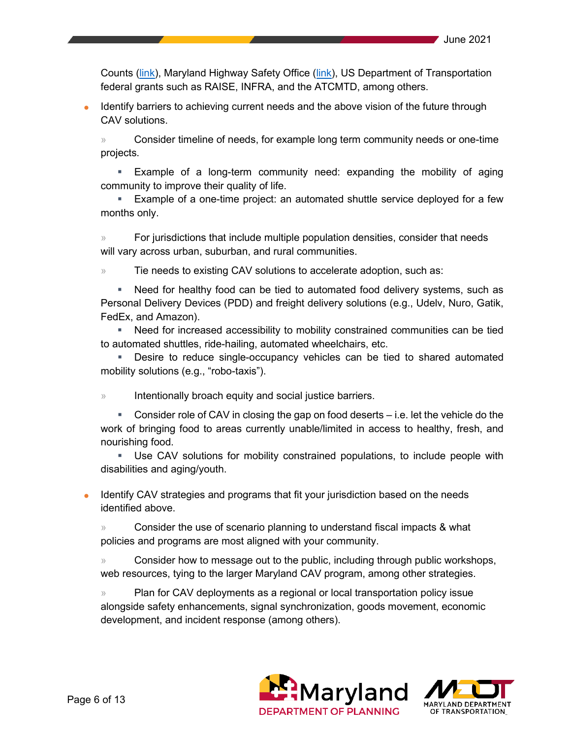Counts ([link](#)), Maryland Highway Safety Office ([link](#)), US Department of Transportation federal grants such as RAISE, INFRA, and the ATCMTD, among others.

- Identify barriers to achieving current needs and the above vision of the future through CAV solutions.
  - Consider timeline of needs, for example long term community needs or one-time projects.
    - Example of a long-term community need: expanding the mobility of aging community to improve their quality of life.
    - Example of a one-time project: an automated shuttle service deployed for a few months only.
  - For jurisdictions that include multiple population densities, consider that needs will vary across urban, suburban, and rural communities.
  - Tie needs to existing CAV solutions to accelerate adoption, such as:
    - Need for healthy food can be tied to automated food delivery systems, such as Personal Delivery Devices (PDD) and freight delivery solutions (e.g., Udelv, Nuro, Gatik, FedEx, and Amazon).
    - Need for increased accessibility to mobility constrained communities can be tied to automated shuttles, ride-hailing, automated wheelchairs, etc.
    - Desire to reduce single-occupancy vehicles can be tied to shared automated mobility solutions (e.g., "robo-taxis").
  - Intentionally broach equity and social justice barriers.
    - Consider role of CAV in closing the gap on food deserts – i.e. let the vehicle do the work of bringing food to areas currently unable/limited in access to healthy, fresh, and nourishing food.
    - Use CAV solutions for mobility constrained populations, to include people with disabilities and aging/youth.
- Identify CAV strategies and programs that fit your jurisdiction based on the needs identified above.
  - Consider the use of scenario planning to understand fiscal impacts & what policies and programs are most aligned with your community.
  - Consider how to message out to the public, including through public workshops, web resources, tying to the larger Maryland CAV program, among other strategies.
  - Plan for CAV deployments as a regional or local transportation policy issue alongside safety enhancements, signal synchronization, goods movement, economic development, and incident response (among others).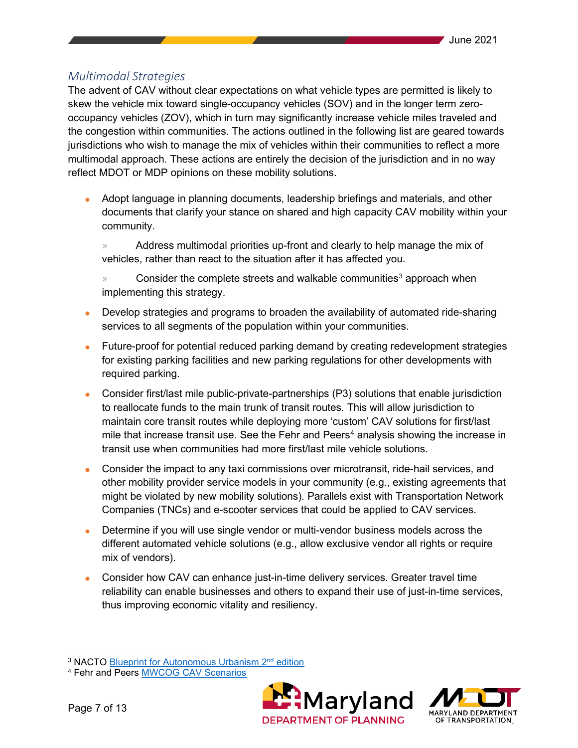### *Multimodal Strategies*

The advent of CAV without clear expectations on what vehicle types are permitted is likely to skew the vehicle mix toward single-occupancy vehicles (SOV) and in the longer term zero-occupancy vehicles (ZOV), which in turn may significantly increase vehicle miles traveled and the congestion within communities. The actions outlined in the following list are geared towards jurisdictions who wish to manage the mix of vehicles within their communities to reflect a more multimodal approach. These actions are entirely the decision of the jurisdiction and in no way reflect MDOT or MDP opinions on these mobility solutions.

- Adopt language in planning documents, leadership briefings and materials, and other documents that clarify your stance on shared and high capacity CAV mobility within your community.
  - Address multimodal priorities up-front and clearly to help manage the mix of vehicles, rather than react to the situation after it has affected you.
  - Consider the complete streets and walkable communities[3] approach when implementing this strategy.
- Develop strategies and programs to broaden the availability of automated ride-sharing services to all segments of the population within your communities.
- Future-proof for potential reduced parking demand by creating redevelopment strategies for existing parking facilities and new parking regulations for other developments with required parking.
- Consider first/last mile public-private-partnerships (P3) solutions that enable jurisdiction to reallocate funds to the main trunk of transit routes. This will allow jurisdiction to maintain core transit routes while deploying more 'custom' CAV solutions for first/last mile that increase transit use. See the Fehr and Peers[4] analysis showing the increase in transit use when communities had more first/last mile vehicle solutions.
- Consider the impact to any taxi commissions over microtransit, ride-hail services, and other mobility provider service models in your community (e.g., existing agreements that might be violated by new mobility solutions). Parallels exist with Transportation Network Companies (TNCs) and e-scooter services that could be applied to CAV services.
- Determine if you will use single vendor or multi-vendor business models across the different automated vehicle solutions (e.g., allow exclusive vendor all rights or require mix of vendors).
- Consider how CAV can enhance just-in-time delivery services. Greater travel time reliability can enable businesses and others to expand their use of just-in-time services, thus improving economic vitality and resiliency.

---

[3] NACTO Blueprint for Autonomous Urbanism 2nd edition

[4] Fehr and Peers MWCOG CAV Scenarios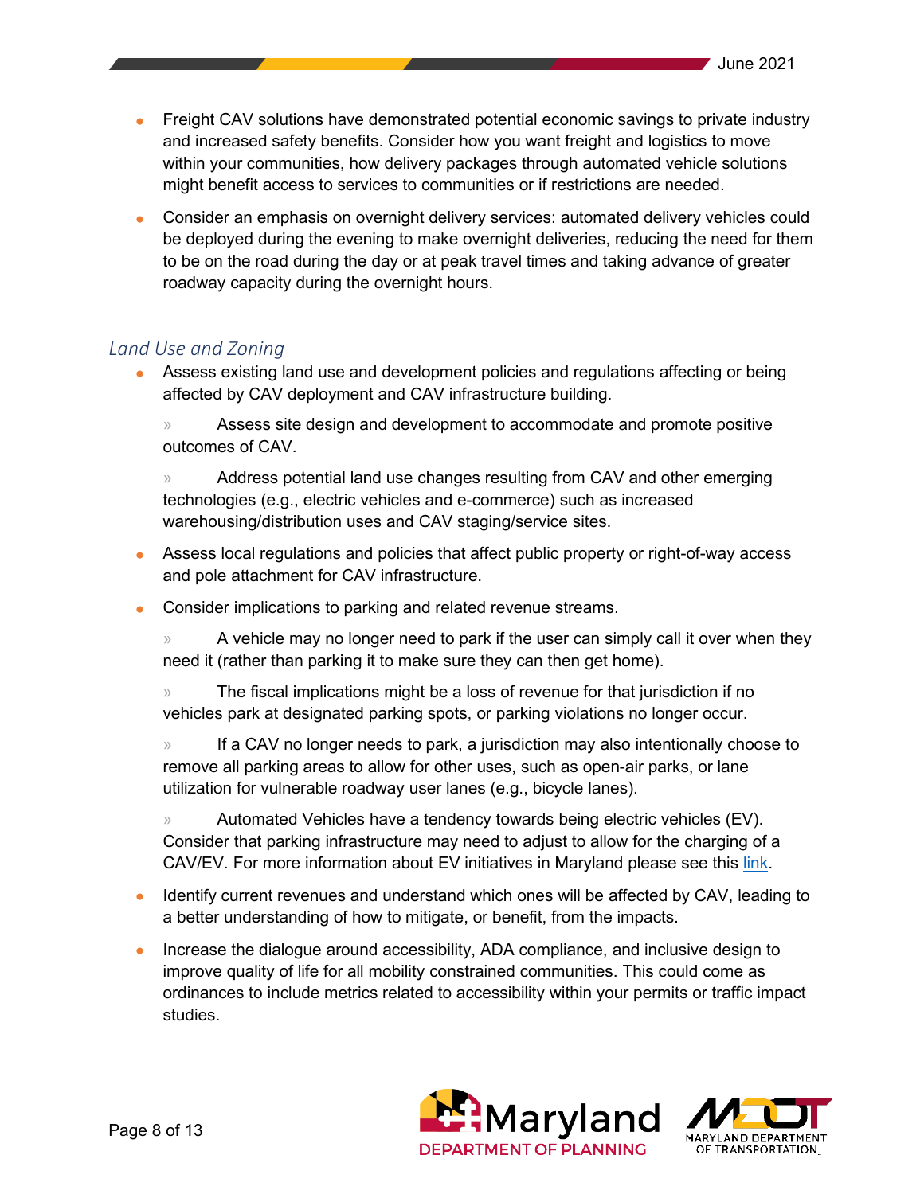- Freight CAV solutions have demonstrated potential economic savings to private industry and increased safety benefits. Consider how you want freight and logistics to move within your communities, how delivery packages through automated vehicle solutions might benefit access to services to communities or if restrictions are needed.
- Consider an emphasis on overnight delivery services: automated delivery vehicles could be deployed during the evening to make overnight deliveries, reducing the need for them to be on the road during the day or at peak travel times and taking advance of greater roadway capacity during the overnight hours.

### *Land Use and Zoning*

- Assess existing land use and development policies and regulations affecting or being affected by CAV deployment and CAV infrastructure building.
  - Assess site design and development to accommodate and promote positive outcomes of CAV.
  - Address potential land use changes resulting from CAV and other emerging technologies (e.g., electric vehicles and e-commerce) such as increased warehousing/distribution uses and CAV staging/service sites.
- Assess local regulations and policies that affect public property or right-of-way access and pole attachment for CAV infrastructure.
- Consider implications to parking and related revenue streams.
  - A vehicle may no longer need to park if the user can simply call it over when they need it (rather than parking it to make sure they can then get home).
  - The fiscal implications might be a loss of revenue for that jurisdiction if no vehicles park at designated parking spots, or parking violations no longer occur.
  - If a CAV no longer needs to park, a jurisdiction may also intentionally choose to remove all parking areas to allow for other uses, such as open-air parks, or lane utilization for vulnerable roadway user lanes (e.g., bicycle lanes).
  - Automated Vehicles have a tendency towards being electric vehicles (EV). Consider that parking infrastructure may need to adjust to allow for the charging of a CAV/EV. For more information about EV initiatives in Maryland please see this link.
- Identify current revenues and understand which ones will be affected by CAV, leading to a better understanding of how to mitigate, or benefit, from the impacts.
- Increase the dialogue around accessibility, ADA compliance, and inclusive design to improve quality of life for all mobility constrained communities. This could come as ordinances to include metrics related to accessibility within your permits or traffic impact studies.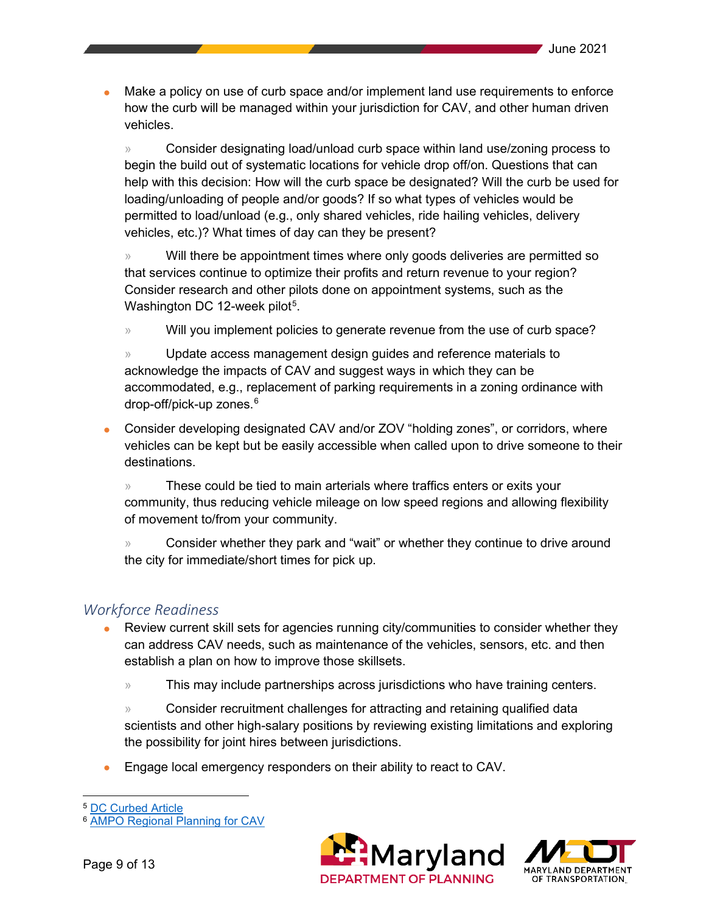- Make a policy on use of curb space and/or implement land use requirements to enforce how the curb will be managed within your jurisdiction for CAV, and other human driven vehicles.
  - Consider designating load/unload curb space within land use/zoning process to begin the build out of systematic locations for vehicle drop off/on. Questions that can help with this decision: How will the curb space be designated? Will the curb be used for loading/unloading of people and/or goods? If so what types of vehicles would be permitted to load/unload (e.g., only shared vehicles, ride hailing vehicles, delivery vehicles, etc.)? What times of day can they be present?
  - Will there be appointment times where only goods deliveries are permitted so that services continue to optimize their profits and return revenue to your region? Consider research and other pilots done on appointment systems, such as the Washington DC 12-week pilot[5].
  - Will you implement policies to generate revenue from the use of curb space?
  - Update access management design guides and reference materials to acknowledge the impacts of CAV and suggest ways in which they can be accommodated, e.g., replacement of parking requirements in a zoning ordinance with drop-off/pick-up zones.[6]
- Consider developing designated CAV and/or ZOV "holding zones", or corridors, where vehicles can be kept but be easily accessible when called upon to drive someone to their destinations.
  - These could be tied to main arterials where traffics enters or exits your community, thus reducing vehicle mileage on low speed regions and allowing flexibility of movement to/from your community.
  - Consider whether they park and "wait" or whether they continue to drive around the city for immediate/short times for pick up.

### *Workforce Readiness*

- Review current skill sets for agencies running city/communities to consider whether they can address CAV needs, such as maintenance of the vehicles, sensors, etc. and then establish a plan on how to improve those skillsets.
  - This may include partnerships across jurisdictions who have training centers.
  - Consider recruitment challenges for attracting and retaining qualified data scientists and other high-salary positions by reviewing existing limitations and exploring the possibility for joint hires between jurisdictions.
- Engage local emergency responders on their ability to react to CAV.

---

[5] DC Curbed Article

[6] AMPO Regional Planning for CAV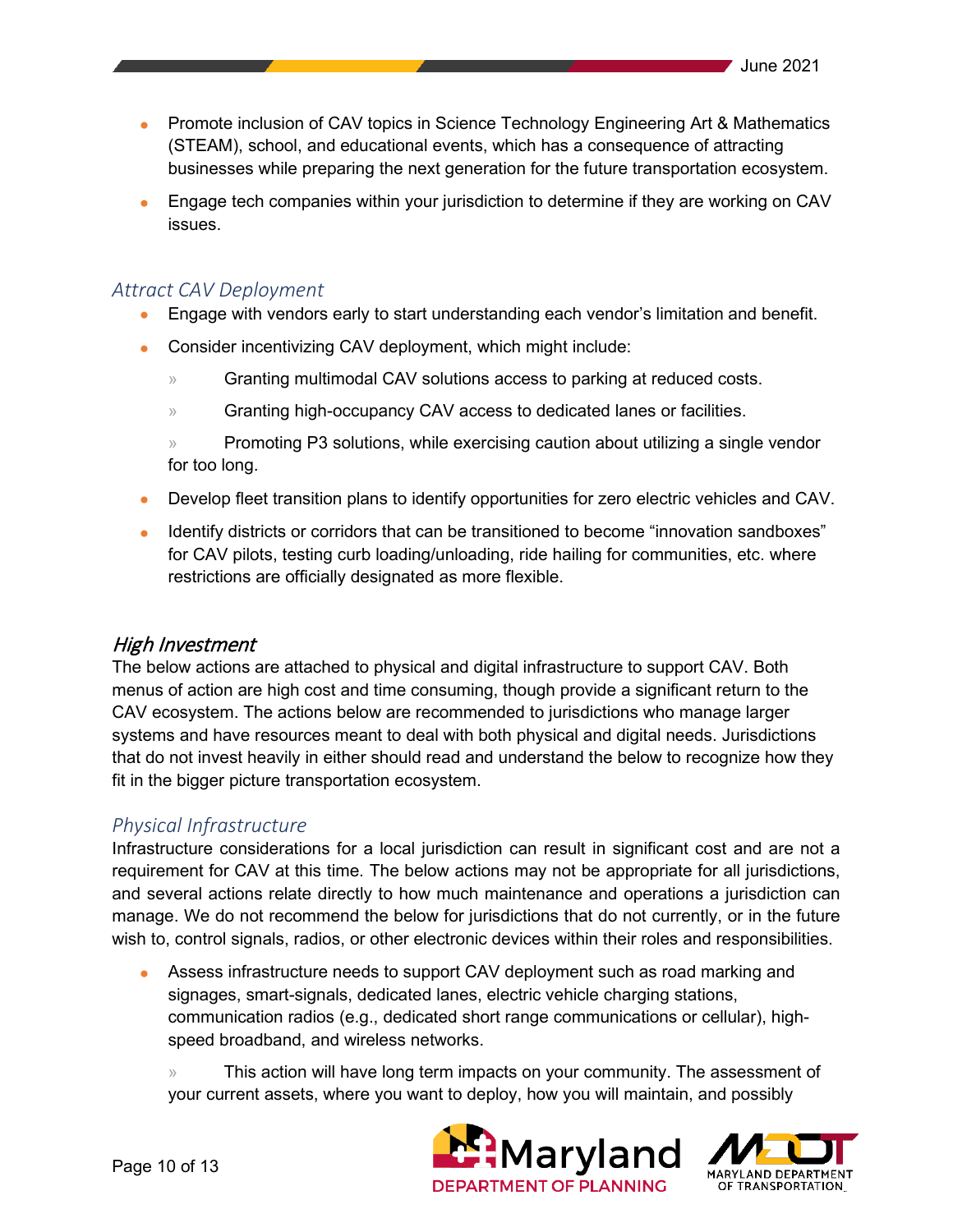- Promote inclusion of CAV topics in Science Technology Engineering Art & Mathematics (STEAM), school, and educational events, which has a consequence of attracting businesses while preparing the next generation for the future transportation ecosystem.
- Engage tech companies within your jurisdiction to determine if they are working on CAV issues.

### *Attract CAV Deployment*

- Engage with vendors early to start understanding each vendor's limitation and benefit.
- Consider incentivizing CAV deployment, which might include:
  - Granting multimodal CAV solutions access to parking at reduced costs.
  - Granting high-occupancy CAV access to dedicated lanes or facilities.
  - Promoting P3 solutions, while exercising caution about utilizing a single vendor for too long.
- Develop fleet transition plans to identify opportunities for zero electric vehicles and CAV.
- Identify districts or corridors that can be transitioned to become "innovation sandboxes" for CAV pilots, testing curb loading/unloading, ride hailing for communities, etc. where restrictions are officially designated as more flexible.

## *High Investment*

The below actions are attached to physical and digital infrastructure to support CAV. Both menus of action are high cost and time consuming, though provide a significant return to the CAV ecosystem. The actions below are recommended to jurisdictions who manage larger systems and have resources meant to deal with both physical and digital needs. Jurisdictions that do not invest heavily in either should read and understand the below to recognize how they fit in the bigger picture transportation ecosystem.

### *Physical Infrastructure*

Infrastructure considerations for a local jurisdiction can result in significant cost and are not a requirement for CAV at this time. The below actions may not be appropriate for all jurisdictions, and several actions relate directly to how much maintenance and operations a jurisdiction can manage. We do not recommend the below for jurisdictions that do not currently, or in the future wish to, control signals, radios, or other electronic devices within their roles and responsibilities.

- Assess infrastructure needs to support CAV deployment such as road marking and signages, smart-signals, dedicated lanes, electric vehicle charging stations, communication radios (e.g., dedicated short range communications or cellular), high-speed broadband, and wireless networks.
  - This action will have long term impacts on your community. The assessment of your current assets, where you want to deploy, how you will maintain, and possibly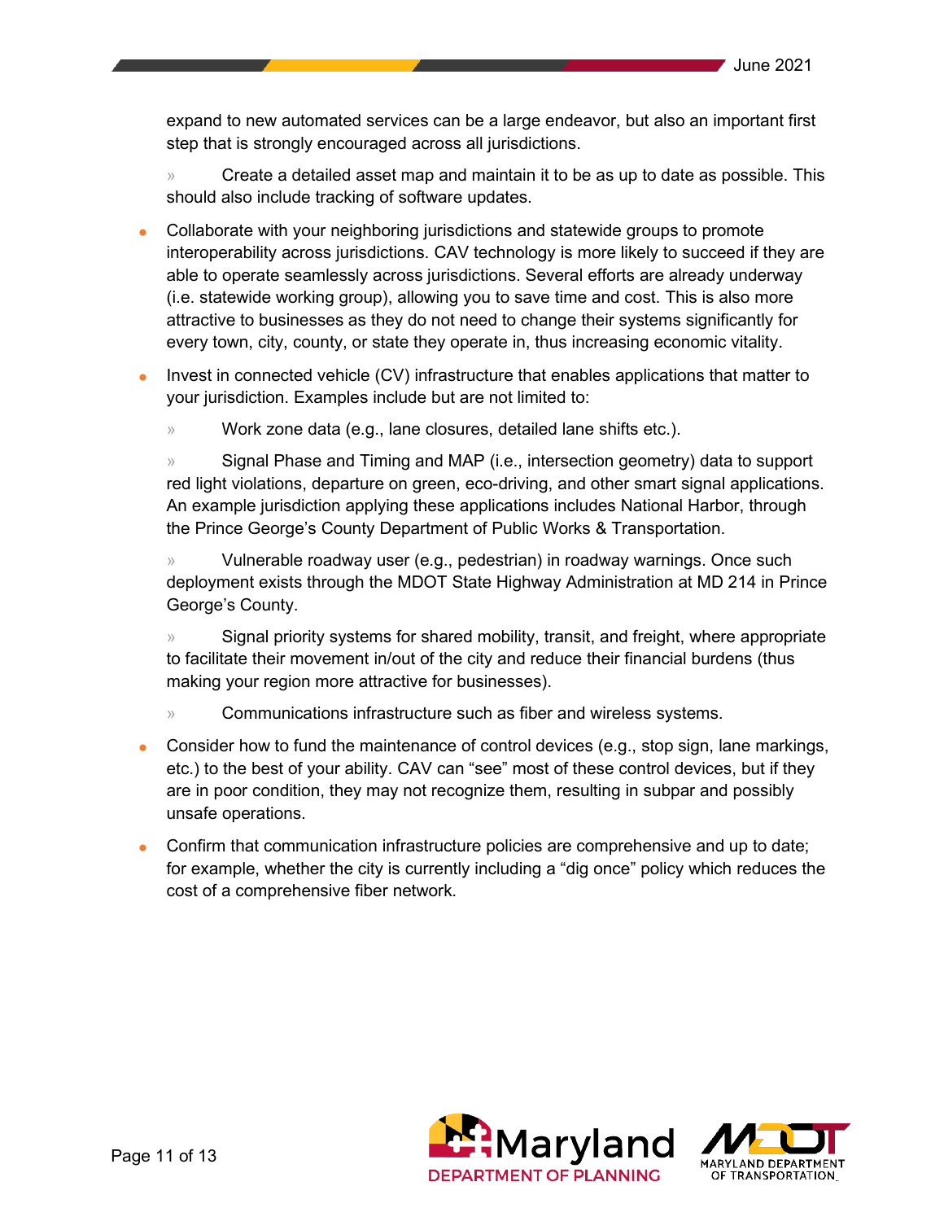expand to new automated services can be a large endeavor, but also an important first step that is strongly encouraged across all jurisdictions.

- Create a detailed asset map and maintain it to be as up to date as possible. This should also include tracking of software updates.

- Collaborate with your neighboring jurisdictions and statewide groups to promote interoperability across jurisdictions. CAV technology is more likely to succeed if they are able to operate seamlessly across jurisdictions. Several efforts are already underway (i.e. statewide working group), allowing you to save time and cost. This is also more attractive to businesses as they do not need to change their systems significantly for every town, city, county, or state they operate in, thus increasing economic vitality.
- Invest in connected vehicle (CV) infrastructure that enables applications that matter to your jurisdiction. Examples include but are not limited to:
  - Work zone data (e.g., lane closures, detailed lane shifts etc.).
  - Signal Phase and Timing and MAP (i.e., intersection geometry) data to support red light violations, departure on green, eco-driving, and other smart signal applications. An example jurisdiction applying these applications includes National Harbor, through the Prince George's County Department of Public Works & Transportation.
  - Vulnerable roadway user (e.g., pedestrian) in roadway warnings. Once such deployment exists through the MDOT State Highway Administration at MD 214 in Prince George's County.
  - Signal priority systems for shared mobility, transit, and freight, where appropriate to facilitate their movement in/out of the city and reduce their financial burdens (thus making your region more attractive for businesses).
  - Communications infrastructure such as fiber and wireless systems.
- Consider how to fund the maintenance of control devices (e.g., stop sign, lane markings, etc.) to the best of your ability. CAV can "see" most of these control devices, but if they are in poor condition, they may not recognize them, resulting in subpar and possibly unsafe operations.
- Confirm that communication infrastructure policies are comprehensive and up to date; for example, whether the city is currently including a "dig once" policy which reduces the cost of a comprehensive fiber network.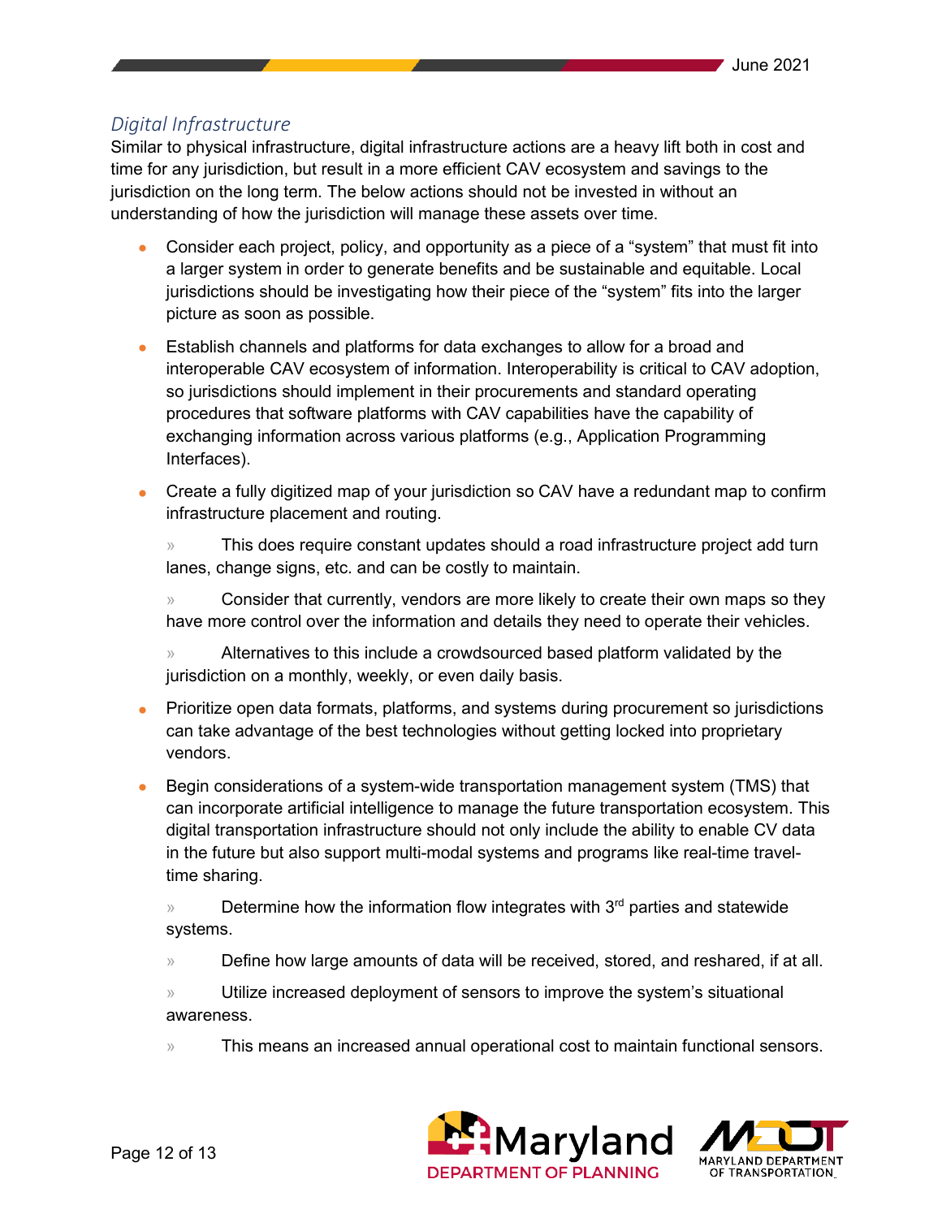### *Digital Infrastructure*

Similar to physical infrastructure, digital infrastructure actions are a heavy lift both in cost and time for any jurisdiction, but result in a more efficient CAV ecosystem and savings to the jurisdiction on the long term. The below actions should not be invested in without an understanding of how the jurisdiction will manage these assets over time.

- Consider each project, policy, and opportunity as a piece of a "system" that must fit into a larger system in order to generate benefits and be sustainable and equitable. Local jurisdictions should be investigating how their piece of the "system" fits into the larger picture as soon as possible.
- Establish channels and platforms for data exchanges to allow for a broad and interoperable CAV ecosystem of information. Interoperability is critical to CAV adoption, so jurisdictions should implement in their procurements and standard operating procedures that software platforms with CAV capabilities have the capability of exchanging information across various platforms (e.g., Application Programming Interfaces).
- Create a fully digitized map of your jurisdiction so CAV have a redundant map to confirm infrastructure placement and routing.
  - This does require constant updates should a road infrastructure project add turn lanes, change signs, etc. and can be costly to maintain.
  - Consider that currently, vendors are more likely to create their own maps so they have more control over the information and details they need to operate their vehicles.
  - Alternatives to this include a crowdsourced based platform validated by the jurisdiction on a monthly, weekly, or even daily basis.
- Prioritize open data formats, platforms, and systems during procurement so jurisdictions can take advantage of the best technologies without getting locked into proprietary vendors.
- Begin considerations of a system-wide transportation management system (TMS) that can incorporate artificial intelligence to manage the future transportation ecosystem. This digital transportation infrastructure should not only include the ability to enable CV data in the future but also support multi-modal systems and programs like real-time travel-time sharing.
  - Determine how the information flow integrates with 3rd parties and statewide systems.
  - Define how large amounts of data will be received, stored, and reshared, if at all.
  - Utilize increased deployment of sensors to improve the system's situational awareness.
  - This means an increased annual operational cost to maintain functional sensors.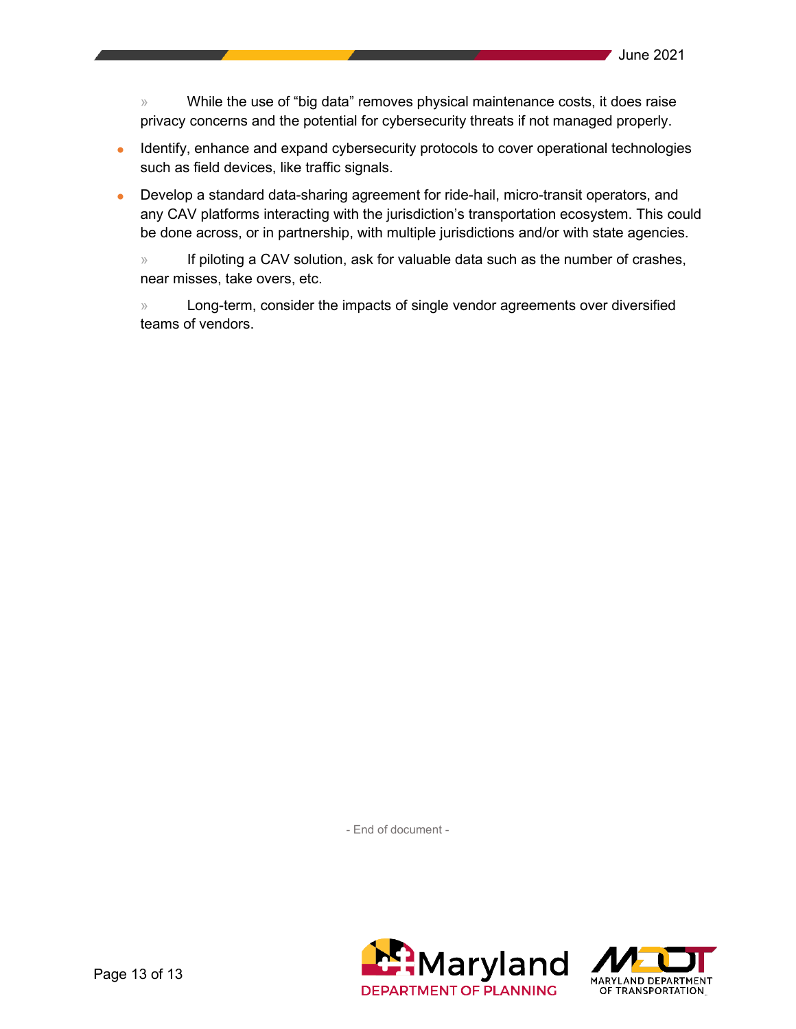- While the use of “big data” removes physical maintenance costs, it does raise privacy concerns and the potential for cybersecurity threats if not managed properly.

- Identify, enhance and expand cybersecurity protocols to cover operational technologies such as field devices, like traffic signals.
- Develop a standard data-sharing agreement for ride-hail, micro-transit operators, and any CAV platforms interacting with the jurisdiction’s transportation ecosystem. This could be done across, or in partnership, with multiple jurisdictions and/or with state agencies.
  - If piloting a CAV solution, ask for valuable data such as the number of crashes, near misses, take overs, etc.
  - Long-term, consider the impacts of single vendor agreements over diversified teams of vendors.

- End of document -